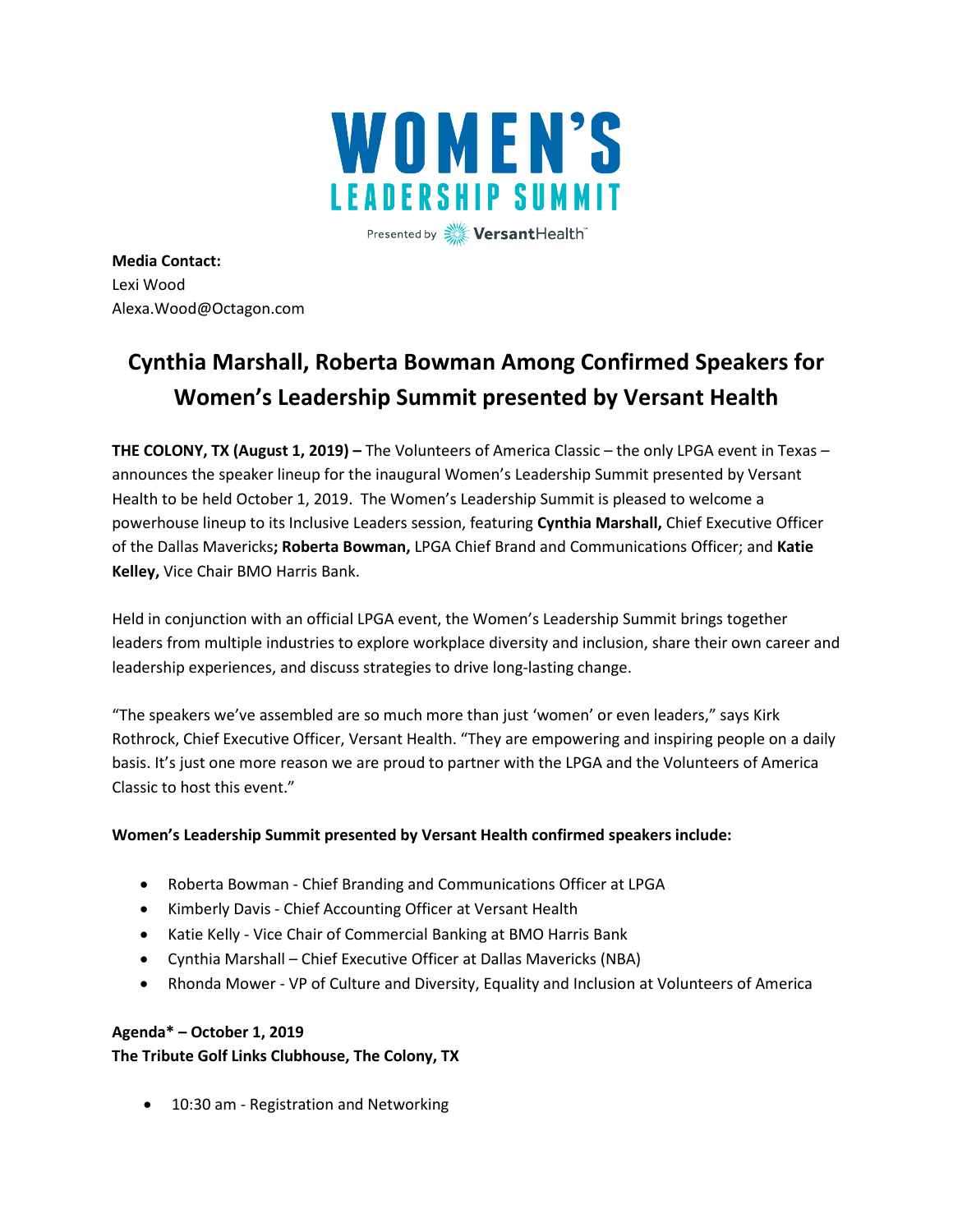# WOMEN'S LEADERSHIP SUMMIT

Presented by VersantHealth™

**Media Contact:**
Lexi Wood
Alexa.Wood@Octagon.com

## Cynthia Marshall, Roberta Bowman Among Confirmed Speakers for Women's Leadership Summit presented by Versant Health

**THE COLONY, TX (August 1, 2019) –** The Volunteers of America Classic – the only LPGA event in Texas – announces the speaker lineup for the inaugural Women's Leadership Summit presented by Versant Health to be held October 1, 2019. The Women's Leadership Summit is pleased to welcome a powerhouse lineup to its Inclusive Leaders session, featuring **Cynthia Marshall,** Chief Executive Officer of the Dallas Mavericks**; Roberta Bowman,** LPGA Chief Brand and Communications Officer; and **Katie Kelley,** Vice Chair BMO Harris Bank.

Held in conjunction with an official LPGA event, the Women's Leadership Summit brings together leaders from multiple industries to explore workplace diversity and inclusion, share their own career and leadership experiences, and discuss strategies to drive long-lasting change.

"The speakers we've assembled are so much more than just 'women' or even leaders," says Kirk Rothrock, Chief Executive Officer, Versant Health. "They are empowering and inspiring people on a daily basis. It's just one more reason we are proud to partner with the LPGA and the Volunteers of America Classic to host this event."

**Women's Leadership Summit presented by Versant Health confirmed speakers include:**

- Roberta Bowman - Chief Branding and Communications Officer at LPGA
- Kimberly Davis - Chief Accounting Officer at Versant Health
- Katie Kelly - Vice Chair of Commercial Banking at BMO Harris Bank
- Cynthia Marshall – Chief Executive Officer at Dallas Mavericks (NBA)
- Rhonda Mower - VP of Culture and Diversity, Equality and Inclusion at Volunteers of America

**Agenda* – October 1, 2019**
**The Tribute Golf Links Clubhouse, The Colony, TX**

- 10:30 am - Registration and Networking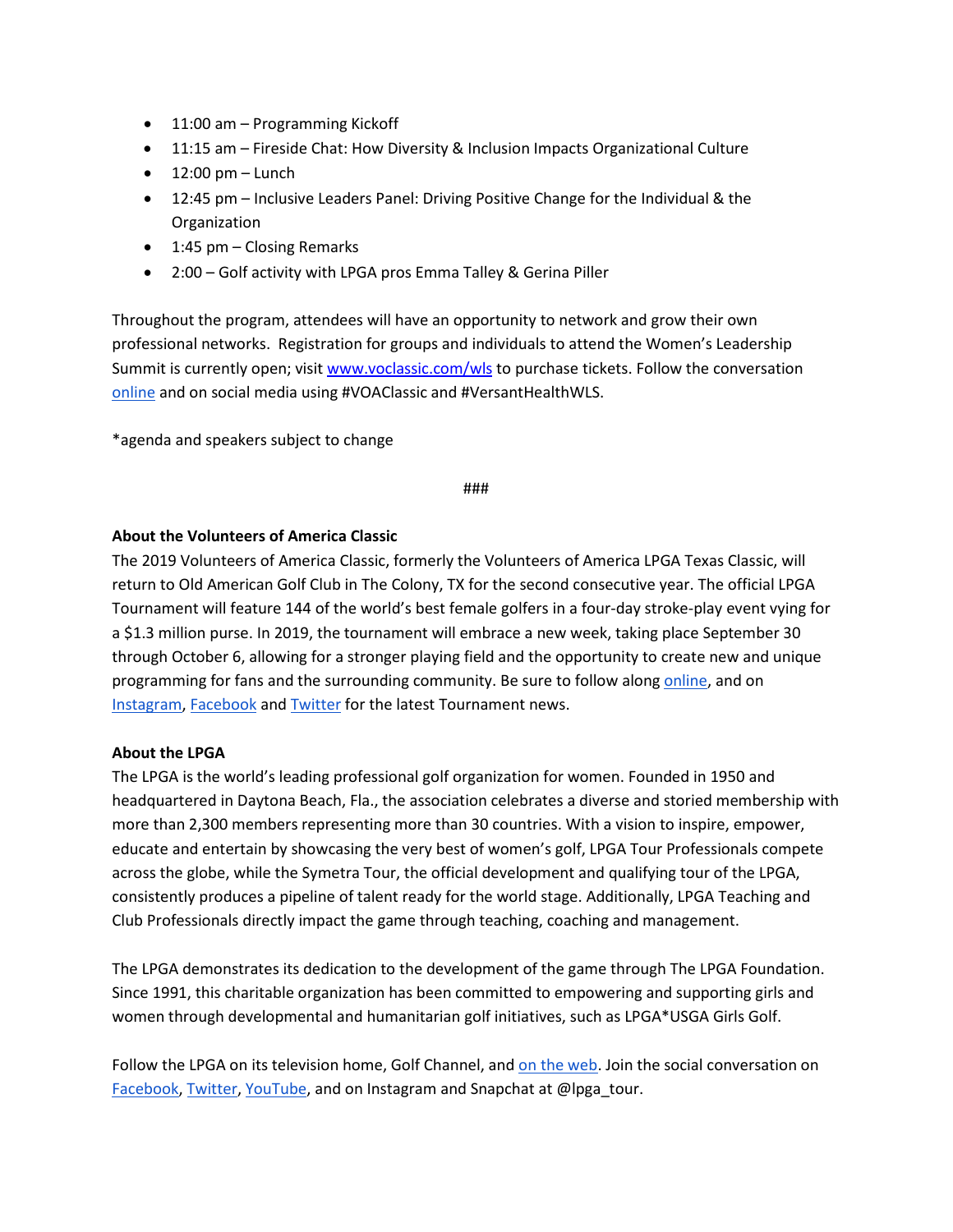- 11:00 am – Programming Kickoff
- 11:15 am – Fireside Chat: How Diversity & Inclusion Impacts Organizational Culture
- 12:00 pm – Lunch
- 12:45 pm – Inclusive Leaders Panel: Driving Positive Change for the Individual & the Organization
- 1:45 pm – Closing Remarks
- 2:00 – Golf activity with LPGA pros Emma Talley & Gerina Piller

Throughout the program, attendees will have an opportunity to network and grow their own professional networks. Registration for groups and individuals to attend the Women's Leadership Summit is currently open; visit [www.voclassic.com/wls](www.voclassic.com/wls) to purchase tickets. Follow the conversation online and on social media using #VOAClassic and #VersantHealthWLS.

*agenda and speakers subject to change

###

**About the Volunteers of America Classic**

The 2019 Volunteers of America Classic, formerly the Volunteers of America LPGA Texas Classic, will return to Old American Golf Club in The Colony, TX for the second consecutive year. The official LPGA Tournament will feature 144 of the world's best female golfers in a four-day stroke-play event vying for a $1.3 million purse. In 2019, the tournament will embrace a new week, taking place September 30 through October 6, allowing for a stronger playing field and the opportunity to create new and unique programming for fans and the surrounding community. Be sure to follow along online, and on Instagram, Facebook and Twitter for the latest Tournament news.

**About the LPGA**

The LPGA is the world's leading professional golf organization for women. Founded in 1950 and headquartered in Daytona Beach, Fla., the association celebrates a diverse and storied membership with more than 2,300 members representing more than 30 countries. With a vision to inspire, empower, educate and entertain by showcasing the very best of women's golf, LPGA Tour Professionals compete across the globe, while the Symetra Tour, the official development and qualifying tour of the LPGA, consistently produces a pipeline of talent ready for the world stage. Additionally, LPGA Teaching and Club Professionals directly impact the game through teaching, coaching and management.

The LPGA demonstrates its dedication to the development of the game through The LPGA Foundation. Since 1991, this charitable organization has been committed to empowering and supporting girls and women through developmental and humanitarian golf initiatives, such as LPGA*USGA Girls Golf.

Follow the LPGA on its television home, Golf Channel, and on the web. Join the social conversation on Facebook, Twitter, YouTube, and on Instagram and Snapchat at @lpga_tour.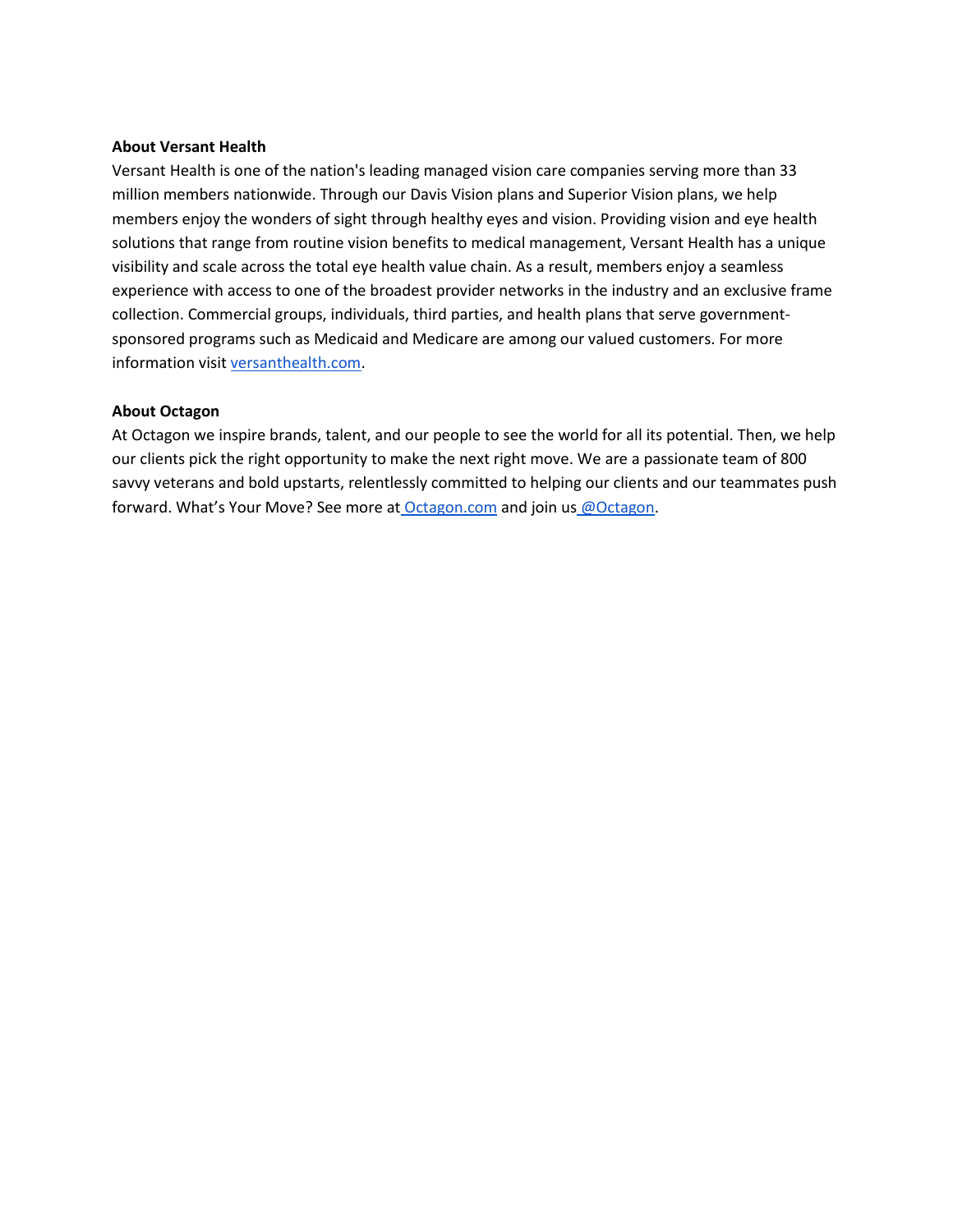**About Versant Health**

Versant Health is one of the nation's leading managed vision care companies serving more than 33 million members nationwide. Through our Davis Vision plans and Superior Vision plans, we help members enjoy the wonders of sight through healthy eyes and vision. Providing vision and eye health solutions that range from routine vision benefits to medical management, Versant Health has a unique visibility and scale across the total eye health value chain. As a result, members enjoy a seamless experience with access to one of the broadest provider networks in the industry and an exclusive frame collection. Commercial groups, individuals, third parties, and health plans that serve government-sponsored programs such as Medicaid and Medicare are among our valued customers. For more information visit versanthealth.com.

**About Octagon**

At Octagon we inspire brands, talent, and our people to see the world for all its potential. Then, we help our clients pick the right opportunity to make the next right move. We are a passionate team of 800 savvy veterans and bold upstarts, relentlessly committed to helping our clients and our teammates push forward. What's Your Move? See more at Octagon.com and join us @Octagon.